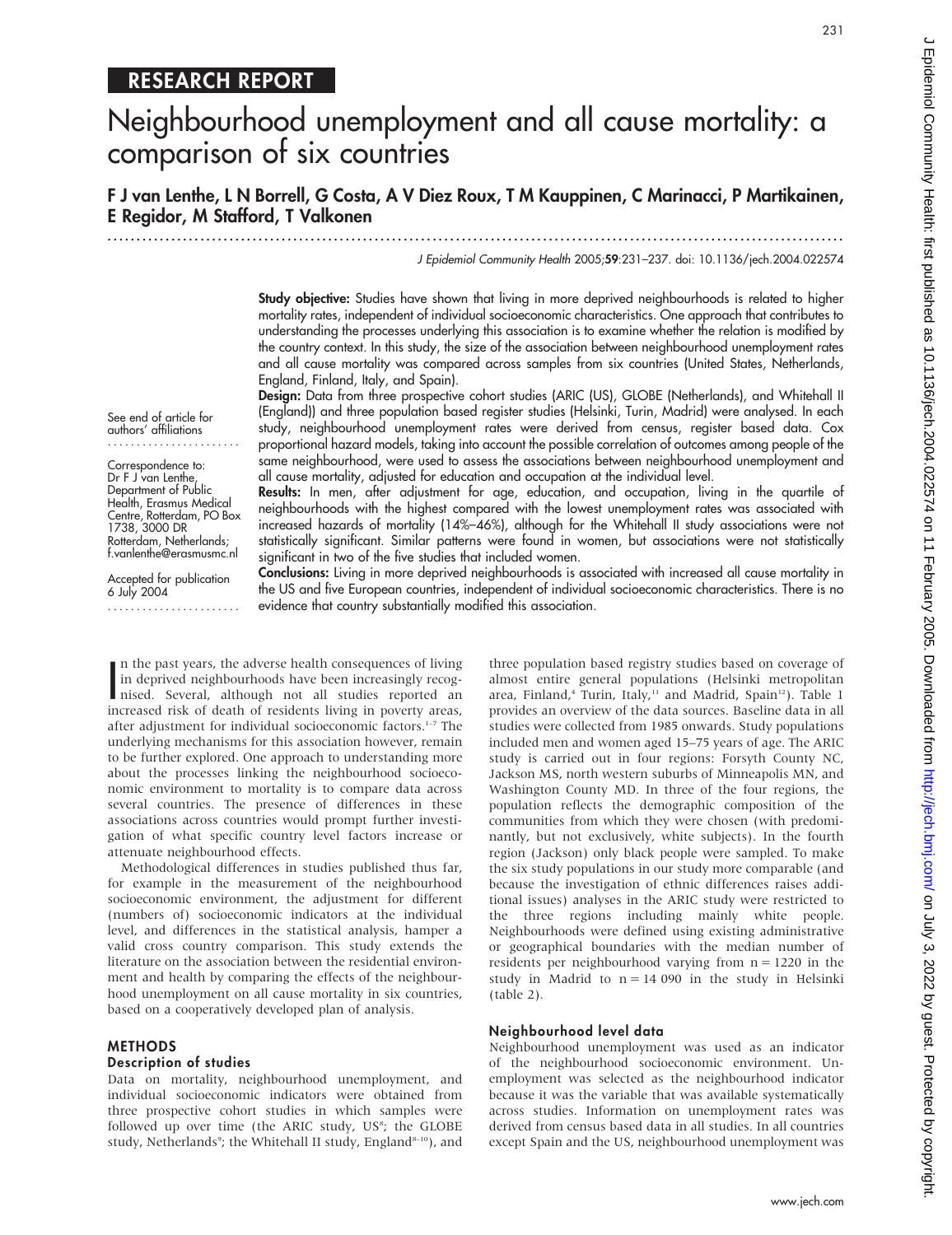RESEARCH REPORT

# Neighbourhood unemployment and all cause mortality: a comparison of six countries

**F J van Lenthe, L N Borrell, G Costa, A V Diez Roux, T M Kauppinen, C Marinacci, P Martikainen, E Regidor, M Stafford, T Valkonen**

*J Epidemiol Community Health* 2005;**59**:231–237. doi: 10.1136/jech.2004.022574

See end of article for authors' affiliations

Correspondence to: Dr F J van Lenthe, Department of Public Health, Erasmus Medical Centre, Rotterdam, PO Box 1738, 3000 DR Rotterdam, Netherlands; f.vanlenthe@erasmusmc.nl

Accepted for publication 6 July 2004

**Study objective:** Studies have shown that living in more deprived neighbourhoods is related to higher mortality rates, independent of individual socioeconomic characteristics. One approach that contributes to understanding the processes underlying this association is to examine whether the relation is modified by the country context. In this study, the size of the association between neighbourhood unemployment rates and all cause mortality was compared across samples from six countries (United States, Netherlands, England, Finland, Italy, and Spain).

**Design:** Data from three prospective cohort studies (ARIC (US), GLOBE (Netherlands), and Whitehall II (England)) and three population based register studies (Helsinki, Turin, Madrid) were analysed. In each study, neighbourhood unemployment rates were derived from census, register based data. Cox proportional hazard models, taking into account the possible correlation of outcomes among people of the same neighbourhood, were used to assess the associations between neighbourhood unemployment and all cause mortality, adjusted for education and occupation at the individual level.

**Results:** In men, after adjustment for age, education, and occupation, living in the quartile of neighbourhoods with the highest compared with the lowest unemployment rates was associated with increased hazards of mortality (14%–46%), although for the Whitehall II study associations were not statistically significant. Similar patterns were found in women, but associations were not statistically significant in two of the five studies that included women.

**Conclusions:** Living in more deprived neighbourhoods is associated with increased all cause mortality in the US and five European countries, independent of individual socioeconomic characteristics. There is no evidence that country substantially modified this association.

In the past years, the adverse health consequences of living in deprived neighbourhoods have been increasingly recognised. Several, although not all studies reported an increased risk of death of residents living in poverty areas, after adjustment for individual socioeconomic factors.[1–7] The underlying mechanisms for this association however, remain to be further explored. One approach to understanding more about the processes linking the neighbourhood socioeconomic environment to mortality is to compare data across several countries. The presence of differences in these associations across countries would prompt further investigation of what specific country level factors increase or attenuate neighbourhood effects.

Methodological differences in studies published thus far, for example in the measurement of the neighbourhood socioeconomic environment, the adjustment for different (numbers of) socioeconomic indicators at the individual level, and differences in the statistical analysis, hamper a valid cross country comparison. This study extends the literature on the association between the residential environment and health by comparing the effects of the neighbourhood unemployment on all cause mortality in six countries, based on a cooperatively developed plan of analysis.

## METHODS

### Description of studies

Data on mortality, neighbourhood unemployment, and individual socioeconomic indicators were obtained from three prospective cohort studies in which samples were followed up over time (the ARIC study, US[8]; the GLOBE study, Netherlands[9]; the Whitehall II study, England[8–10]), and three population based registry studies based on coverage of almost entire general populations (Helsinki metropolitan area, Finland,[4] Turin, Italy,[11] and Madrid, Spain[12]). Table 1 provides an overview of the data sources. Baseline data in all studies were collected from 1985 onwards. Study populations included men and women aged 15–75 years of age. The ARIC study is carried out in four regions: Forsyth County NC, Jackson MS, north western suburbs of Minneapolis MN, and Washington County MD. In three of the four regions, the population reflects the demographic composition of the communities from which they were chosen (with predominantly, but not exclusively, white subjects). In the fourth region (Jackson) only black people were sampled. To make the six study populations in our study more comparable (and because the investigation of ethnic differences raises additional issues) analyses in the ARIC study were restricted to the three regions including mainly white people. Neighbourhoods were defined using existing administrative or geographical boundaries with the median number of residents per neighbourhood varying from n = 1220 in the study in Madrid to n = 14 090 in the study in Helsinki (table 2).

### Neighbourhood level data

Neighbourhood unemployment was used as an indicator of the neighbourhood socioeconomic environment. Unemployment was selected as the neighbourhood indicator because it was the variable that was available systematically across studies. Information on unemployment rates was derived from census based data in all studies. In all countries except Spain and the US, neighbourhood unemployment was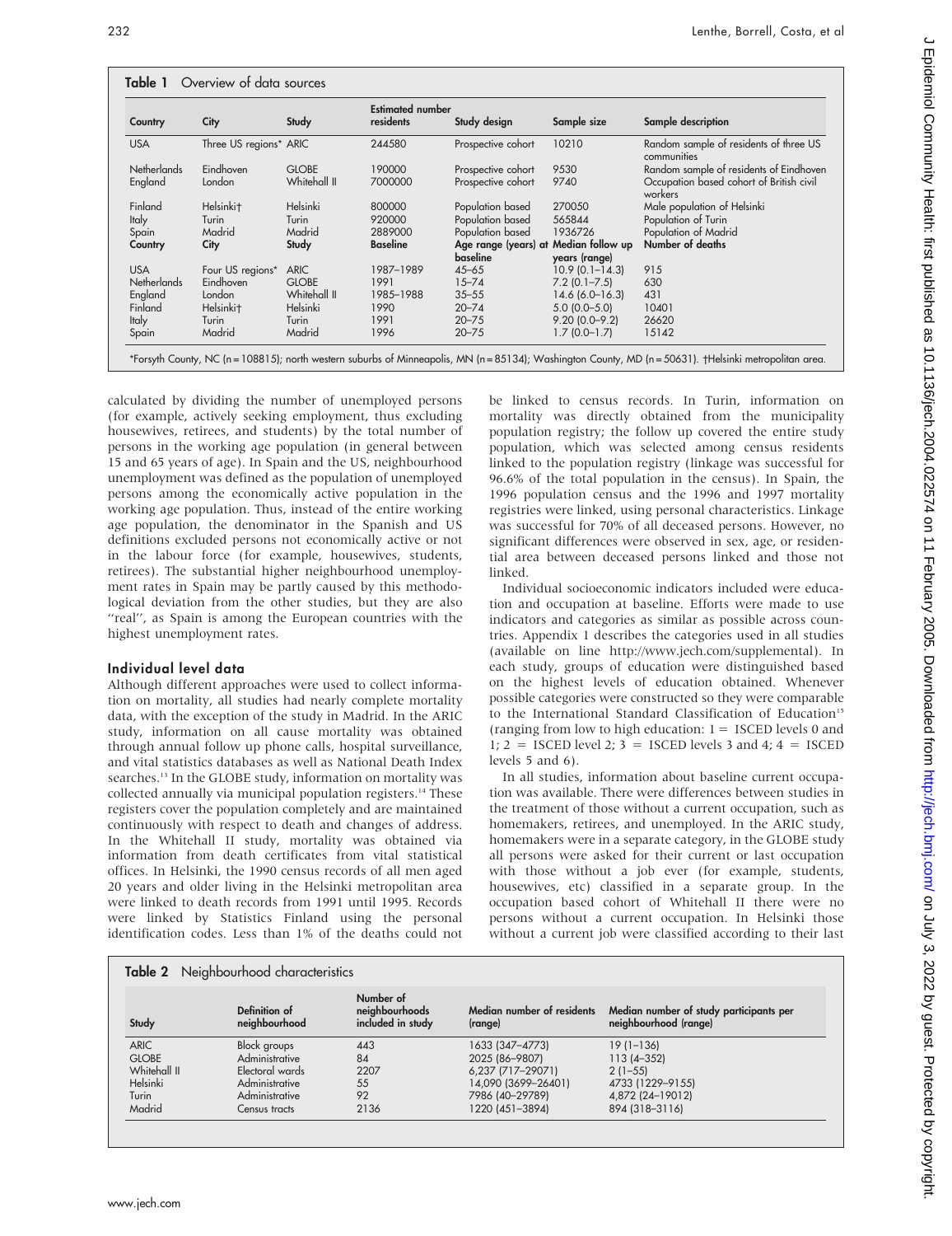**Table 1** Overview of data sources

| Country | City | Study | Estimated number residents | Study design | Sample size | Sample description |
|---|---|---|---|---|---|---|
| USA | Three US regions* | ARIC | 244580 | Prospective cohort | 10210 | Random sample of residents of three US communities |
| Netherlands | Eindhoven | GLOBE | 190000 | Prospective cohort | 9530 | Random sample of residents of Eindhoven |
| England | London | Whitehall II | 7000000 | Prospective cohort | 9740 | Occupation based cohort of British civil workers |
| Finland | Helsinki† | Helsinki | 800000 | Population based | 270050 | Male population of Helsinki |
| Italy | Turin | Turin | 920000 | Population based | 565844 | Population of Turin |
| Spain | Madrid | Madrid | 2889000 | Population based | 1936726 | Population of Madrid |
| **Country** | **City** | **Study** | **Baseline** | **Age range (years) at baseline** | **Median follow up years (range)** | **Number of deaths** |
| USA | Four US regions* | ARIC | 1987–1989 | 45–65 | 10.9 (0.1–14.3) | 915 |
| Netherlands | Eindhoven | GLOBE | 1991 | 15–74 | 7.2 (0.1–7.5) | 630 |
| England | London | Whitehall II | 1985–1988 | 35–55 | 14.6 (6.0–16.3) | 431 |
| Finland | Helsinki† | Helsinki | 1990 | 20–74 | 5.0 (0.0–5.0) | 10401 |
| Italy | Turin | Turin | 1991 | 20–75 | 9.20 (0.0–9.2) | 26620 |
| Spain | Madrid | Madrid | 1996 | 20–75 | 1.7 (0.0–1.7) | 15142 |

*Forsyth County, NC (n = 108815); north western suburbs of Minneapolis, MN (n = 85134); Washington County, MD (n = 50631). †Helsinki metropolitan area.

calculated by dividing the number of unemployed persons (for example, actively seeking employment, thus excluding housewives, retirees, and students) by the total number of persons in the working age population (in general between 15 and 65 years of age). In Spain and the US, neighbourhood unemployment was defined as the population of unemployed persons among the economically active population in the working age population. Thus, instead of the entire working age population, the denominator in the Spanish and US definitions excluded persons not economically active or not in the labour force (for example, housewives, students, retirees). The substantial higher neighbourhood unemployment rates in Spain may be partly caused by this methodological deviation from the other studies, but they are also "real", as Spain is among the European countries with the highest unemployment rates.

### Individual level data

Although different approaches were used to collect information on mortality, all studies had nearly complete mortality data, with the exception of the study in Madrid. In the ARIC study, information on all cause mortality was obtained through annual follow up phone calls, hospital surveillance, and vital statistics databases as well as National Death Index searches.[13] In the GLOBE study, information on mortality was collected annually via municipal population registers.[14] These registers cover the population completely and are maintained continuously with respect to death and changes of address. In the Whitehall II study, mortality was obtained via information from death certificates from vital statistical offices. In Helsinki, the 1990 census records of all men aged 20 years and older living in the Helsinki metropolitan area were linked to death records from 1991 until 1995. Records were linked by Statistics Finland using the personal identification codes. Less than 1% of the deaths could not be linked to census records. In Turin, information on mortality was directly obtained from the municipality population registry; the follow up covered the entire study population, which was selected among census residents linked to the population registry (linkage was successful for 96.6% of the total population in the census). In Spain, the 1996 population census and the 1996 and 1997 mortality registries were linked, using personal characteristics. Linkage was successful for 70% of all deceased persons. However, no significant differences were observed in sex, age, or residential area between deceased persons linked and those not linked.

Individual socioeconomic indicators included were education and occupation at baseline. Efforts were made to use indicators and categories as similar as possible across countries. Appendix 1 describes the categories used in all studies (available on line http://www.jech.com/supplemental). In each study, groups of education were distinguished based on the highest levels of education obtained. Whenever possible categories were constructed so they were comparable to the International Standard Classification of Education[15] (ranging from low to high education: 1 = ISCED levels 0 and 1; 2 = ISCED level 2; 3 = ISCED levels 3 and 4; 4 = ISCED levels 5 and 6).

In all studies, information about baseline current occupation was available. There were differences between studies in the treatment of those without a current occupation, such as homemakers, retirees, and unemployed. In the ARIC study, homemakers were in a separate category, in the GLOBE study all persons were asked for their current or last occupation with those without a job ever (for example, students, housewives, etc) classified in a separate group. In the occupation based cohort of Whitehall II there were no persons without a current occupation. In Helsinki those without a current job were classified according to their last

**Table 2** Neighbourhood characteristics

| Study | Definition of neighbourhood | Number of neighbourhoods included in study | Median number of residents (range) | Median number of study participants per neighbourhood (range) |
|---|---|---|---|---|
| ARIC | Block groups | 443 | 1633 (347–4773) | 19 (1–136) |
| GLOBE | Administrative | 84 | 2025 (86–9807) | 113 (4–352) |
| Whitehall II | Electoral wards | 2207 | 6,237 (717–29071) | 2 (1–55) |
| Helsinki | Administrative | 55 | 14,090 (3699–26401) | 4733 (1229–9155) |
| Turin | Administrative | 92 | 7986 (40–29789) | 4,872 (24–19012) |
| Madrid | Census tracts | 2136 | 1220 (451–3894) | 894 (318–3116) |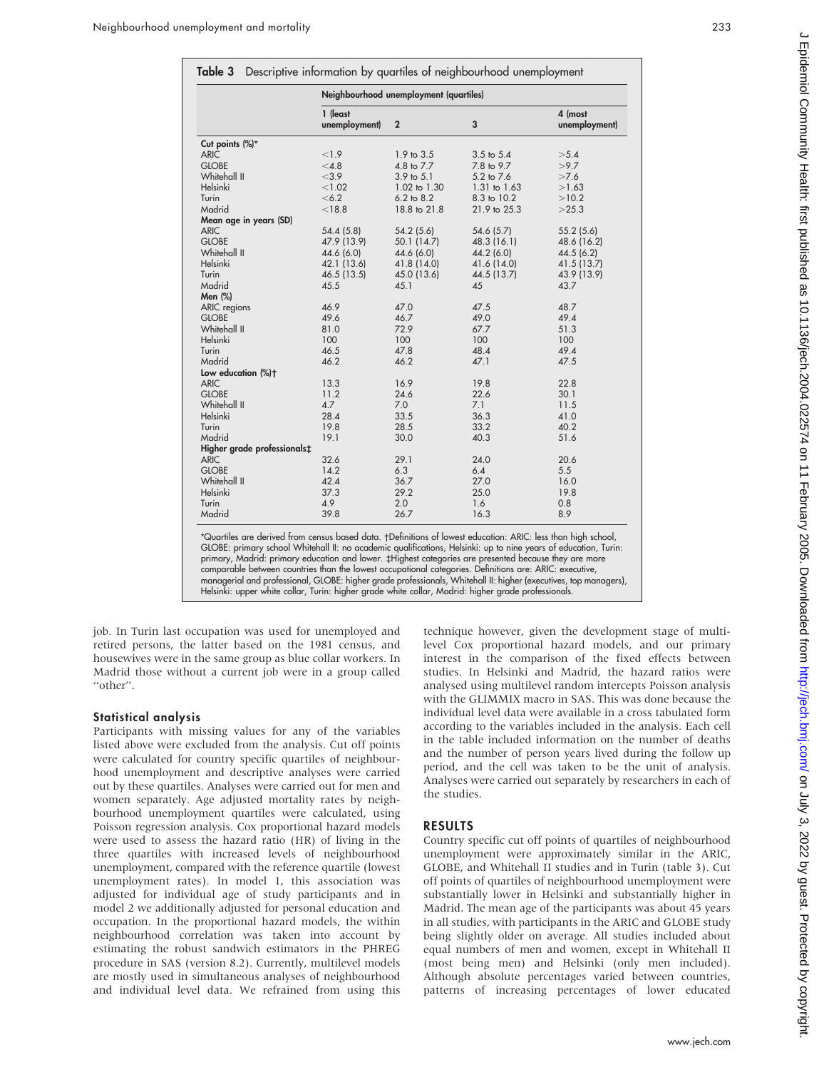**Table 3** Descriptive information by quartiles of neighbourhood unemployment

| | Neighbourhood unemployment (quartiles) | | | |
|---|---|---|---|---|
| | 1 (least unemployment) | 2 | 3 | 4 (most unemployment) |
| **Cut points (%)*** | | | | |
| ARIC | <1.9 | 1.9 to 3.5 | 3.5 to 5.4 | >5.4 |
| GLOBE | <4.8 | 4.8 to 7.7 | 7.8 to 9.7 | >9.7 |
| Whitehall II | <3.9 | 3.9 to 5.1 | 5.2 to 7.6 | >7.6 |
| Helsinki | <1.02 | 1.02 to 1.30 | 1.31 to 1.63 | >1.63 |
| Turin | <6.2 | 6.2 to 8.2 | 8.3 to 10.2 | >10.2 |
| Madrid | <18.8 | 18.8 to 21.8 | 21.9 to 25.3 | >25.3 |
| **Mean age in years (SD)** | | | | |
| ARIC | 54.4 (5.8) | 54.2 (5.6) | 54.6 (5.7) | 55.2 (5.6) |
| GLOBE | 47.9 (13.9) | 50.1 (14.7) | 48.3 (16.1) | 48.6 (16.2) |
| Whitehall II | 44.6 (6.0) | 44.6 (6.0) | 44.2 (6.0) | 44.5 (6.2) |
| Helsinki | 42.1 (13.6) | 41.8 (14.0) | 41.6 (14.0) | 41.5 (13.7) |
| Turin | 46.5 (13.5) | 45.0 (13.6) | 44.5 (13.7) | 43.9 (13.9) |
| Madrid | 45.5 | 45.1 | 45 | 43.7 |
| **Men (%)** | | | | |
| ARIC regions | 46.9 | 47.0 | 47.5 | 48.7 |
| GLOBE | 49.6 | 46.7 | 49.0 | 49.4 |
| Whitehall II | 81.0 | 72.9 | 67.7 | 51.3 |
| Helsinki | 100 | 100 | 100 | 100 |
| Turin | 46.5 | 47.8 | 48.4 | 49.4 |
| Madrid | 46.2 | 46.2 | 47.1 | 47.5 |
| **Low education (%)†** | | | | |
| ARIC | 13.3 | 16.9 | 19.8 | 22.8 |
| GLOBE | 11.2 | 24.6 | 22.6 | 30.1 |
| Whitehall II | 4.7 | 7.0 | 7.1 | 11.5 |
| Helsinki | 28.4 | 33.5 | 36.3 | 41.0 |
| Turin | 19.8 | 28.5 | 33.2 | 40.2 |
| Madrid | 19.1 | 30.0 | 40.3 | 51.6 |
| **Higher grade professionals‡** | | | | |
| ARIC | 32.6 | 29.1 | 24.0 | 20.6 |
| GLOBE | 14.2 | 6.3 | 6.4 | 5.5 |
| Whitehall II | 42.4 | 36.7 | 27.0 | 16.0 |
| Helsinki | 37.3 | 29.2 | 25.0 | 19.8 |
| Turin | 4.9 | 2.0 | 1.6 | 0.8 |
| Madrid | 39.8 | 26.7 | 16.3 | 8.9 |

*Quartiles are derived from census based data. †Definitions of lowest education: ARIC: less than high school, GLOBE: primary school Whitehall II: no academic qualifications, Helsinki: up to nine years of education, Turin: primary, Madrid: primary education and lower. ‡Highest categories are presented because they are more comparable between countries than the lowest occupational categories. Definitions are: ARIC: executive, managerial and professional, GLOBE: higher grade professionals, Whitehall II: higher (executives, top managers), Helsinki: upper white collar, Turin: higher grade white collar, Madrid: higher grade professionals.

job. In Turin last occupation was used for unemployed and retired persons, the latter based on the 1981 census, and housewives were in the same group as blue collar workers. In Madrid those without a current job were in a group called "other".

### Statistical analysis

Participants with missing values for any of the variables listed above were excluded from the analysis. Cut off points were calculated for country specific quartiles of neighbourhood unemployment and descriptive analyses were carried out by these quartiles. Analyses were carried out for men and women separately. Age adjusted mortality rates by neighbourhood unemployment quartiles were calculated, using Poisson regression analysis. Cox proportional hazard models were used to assess the hazard ratio (HR) of living in the three quartiles with increased levels of neighbourhood unemployment, compared with the reference quartile (lowest unemployment rates). In model 1, this association was adjusted for individual age of study participants and in model 2 we additionally adjusted for personal education and occupation. In the proportional hazard models, the within neighbourhood correlation was taken into account by estimating the robust sandwich estimators in the PHREG procedure in SAS (version 8.2). Currently, multilevel models are mostly used in simultaneous analyses of neighbourhood and individual level data. We refrained from using this technique however, given the development stage of multilevel Cox proportional hazard models, and our primary interest in the comparison of the fixed effects between studies. In Helsinki and Madrid, the hazard ratios were analysed using multilevel random intercepts Poisson analysis with the GLIMMIX macro in SAS. This was done because the individual level data were available in a cross tabulated form according to the variables included in the analysis. Each cell in the table included information on the number of deaths and the number of person years lived during the follow up period, and the cell was taken to be the unit of analysis. Analyses were carried out separately by researchers in each of the studies.

## RESULTS

Country specific cut off points of quartiles of neighbourhood unemployment were approximately similar in the ARIC, GLOBE, and Whitehall II studies and in Turin (table 3). Cut off points of quartiles of neighbourhood unemployment were substantially lower in Helsinki and substantially higher in Madrid. The mean age of the participants was about 45 years in all studies, with participants in the ARIC and GLOBE study being slightly older on average. All studies included about equal numbers of men and women, except in Whitehall II (most being men) and Helsinki (only men included). Although absolute percentages varied between countries, patterns of increasing percentages of lower educated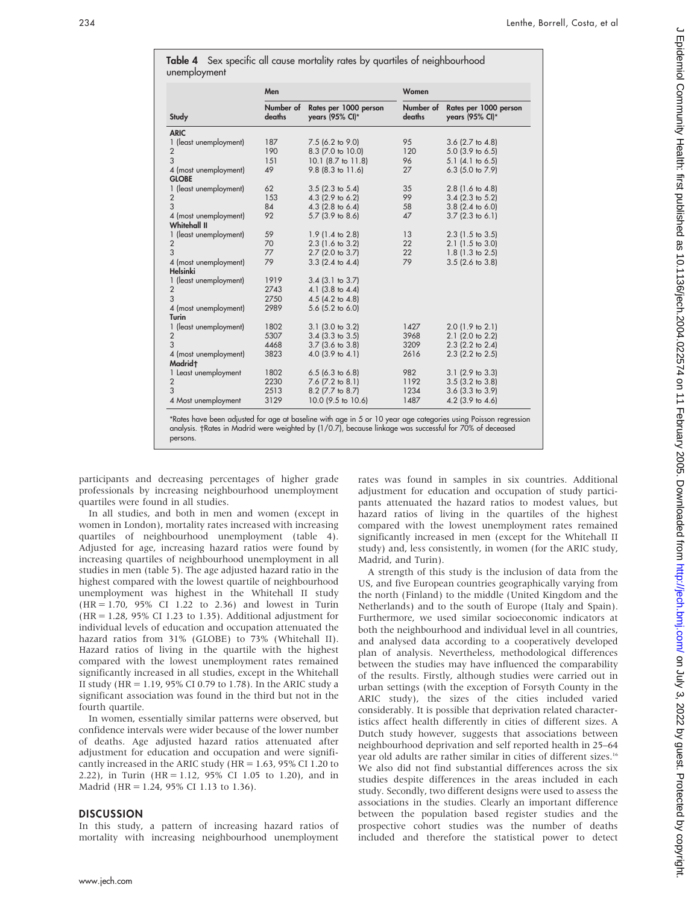**Table 4** Sex specific all cause mortality rates by quartiles of neighbourhood unemployment

| Study | Men | | Women | |
|---|---|---|---|---|
| | Number of deaths | Rates per 1000 person years (95% CI)* | Number of deaths | Rates per 1000 person years (95% CI)* |
| **ARIC** | | | | |
| 1 (least unemployment) | 187 | 7.5 (6.2 to 9.0) | 95 | 3.6 (2.7 to 4.8) |
| 2 | 190 | 8.3 (7.0 to 10.0) | 120 | 5.0 (3.9 to 6.5) |
| 3 | 151 | 10.1 (8.7 to 11.8) | 96 | 5.1 (4.1 to 6.5) |
| 4 (most unemployment) | 49 | 9.8 (8.3 to 11.6) | 27 | 6.3 (5.0 to 7.9) |
| **GLOBE** | | | | |
| 1 (least unemployment) | 62 | 3.5 (2.3 to 5.4) | 35 | 2.8 (1.6 to 4.8) |
| 2 | 153 | 4.3 (2.9 to 6.2) | 99 | 3.4 (2.3 to 5.2) |
| 3 | 84 | 4.3 (2.8 to 6.4) | 58 | 3.8 (2.4 to 6.0) |
| 4 (most unemployment) | 92 | 5.7 (3.9 to 8.6) | 47 | 3.7 (2.3 to 6.1) |
| **Whitehall II** | | | | |
| 1 (least unemployment) | 59 | 1.9 (1.4 to 2.8) | 13 | 2.3 (1.5 to 3.5) |
| 2 | 70 | 2.3 (1.6 to 3.2) | 22 | 2.1 (1.5 to 3.0) |
| 3 | 77 | 2.7 (2.0 to 3.7) | 22 | 1.8 (1.3 to 2.5) |
| 4 (most unemployment) | 79 | 3.3 (2.4 to 4.4) | 79 | 3.5 (2.6 to 3.8) |
| **Helsinki** | | | | |
| 1 (least unemployment) | 1919 | 3.4 (3.1 to 3.7) | | |
| 2 | 2743 | 4.1 (3.8 to 4.4) | | |
| 3 | 2750 | 4.5 (4.2 to 4.8) | | |
| 4 (most unemployment) | 2989 | 5.6 (5.2 to 6.0) | | |
| **Turin** | | | | |
| 1 (least unemployment) | 1802 | 3.1 (3.0 to 3.2) | 1427 | 2.0 (1.9 to 2.1) |
| 2 | 5307 | 3.4 (3.3 to 3.5) | 3968 | 2.1 (2.0 to 2.2) |
| 3 | 4468 | 3.7 (3.6 to 3.8) | 3209 | 2.3 (2.2 to 2.4) |
| 4 (most unemployment) | 3823 | 4.0 (3.9 to 4.1) | 2616 | 2.3 (2.2 to 2.5) |
| **Madrid†** | | | | |
| 1 Least unemployment | 1802 | 6.5 (6.3 to 6.8) | 982 | 3.1 (2.9 to 3.3) |
| 2 | 2230 | 7.6 (7.2 to 8.1) | 1192 | 3.5 (3.2 to 3.8) |
| 3 | 2513 | 8.2 (7.7 to 8.7) | 1234 | 3.6 (3.3 to 3.9) |
| 4 Most unemployment | 3129 | 10.0 (9.5 to 10.6) | 1487 | 4.2 (3.9 to 4.6) |

*Rates have been adjusted for age at baseline with age in 5 or 10 year age categories using Poisson regression analysis. †Rates in Madrid were weighted by (1/0.7), because linkage was successful for 70% of deceased persons.

participants and decreasing percentages of higher grade professionals by increasing neighbourhood unemployment quartiles were found in all studies.

In all studies, and both in men and women (except in women in London), mortality rates increased with increasing quartiles of neighbourhood unemployment (table 4). Adjusted for age, increasing hazard ratios were found by increasing quartiles of neighbourhood unemployment in all studies in men (table 5). The age adjusted hazard ratio in the highest compared with the lowest quartile of neighbourhood unemployment was highest in the Whitehall II study (HR = 1.70, 95% CI 1.22 to 2.36) and lowest in Turin (HR = 1.28, 95% CI 1.23 to 1.35). Additional adjustment for individual levels of education and occupation attenuated the hazard ratios from 31% (GLOBE) to 73% (Whitehall II). Hazard ratios of living in the quartile with the highest compared with the lowest unemployment rates remained significantly increased in all studies, except in the Whitehall II study (HR = 1.19, 95% CI 0.79 to 1.78). In the ARIC study a significant association was found in the third but not in the fourth quartile.

In women, essentially similar patterns were observed, but confidence intervals were wider because of the lower number of deaths. Age adjusted hazard ratios attenuated after adjustment for education and occupation and were significantly increased in the ARIC study (HR = 1.63, 95% CI 1.20 to 2.22), in Turin (HR = 1.12, 95% CI 1.05 to 1.20), and in Madrid (HR = 1.24, 95% CI 1.13 to 1.36).

## DISCUSSION

In this study, a pattern of increasing hazard ratios of mortality with increasing neighbourhood unemployment rates was found in samples in six countries. Additional adjustment for education and occupation of study participants attenuated the hazard ratios to modest values, but hazard ratios of living in the quartiles of the highest compared with the lowest unemployment rates remained significantly increased in men (except for the Whitehall II study) and, less consistently, in women (for the ARIC study, Madrid, and Turin).

A strength of this study is the inclusion of data from the US, and five European countries geographically varying from the north (Finland) to the middle (United Kingdom and the Netherlands) and to the south of Europe (Italy and Spain). Furthermore, we used similar socioeconomic indicators at both the neighbourhood and individual level in all countries, and analysed data according to a cooperatively developed plan of analysis. Nevertheless, methodological differences between the studies may have influenced the comparability of the results. Firstly, although studies were carried out in urban settings (with the exception of Forsyth County in the ARIC study), the sizes of the cities included varied considerably. It is possible that deprivation related characteristics affect health differently in cities of different sizes. A Dutch study however, suggests that associations between neighbourhood deprivation and self reported health in 25–64 year old adults are rather similar in cities of different sizes.[16] We also did not find substantial differences across the six studies despite differences in the areas included in each study. Secondly, two different designs were used to assess the associations in the studies. Clearly an important difference between the population based register studies and the prospective cohort studies was the number of deaths included and therefore the statistical power to detect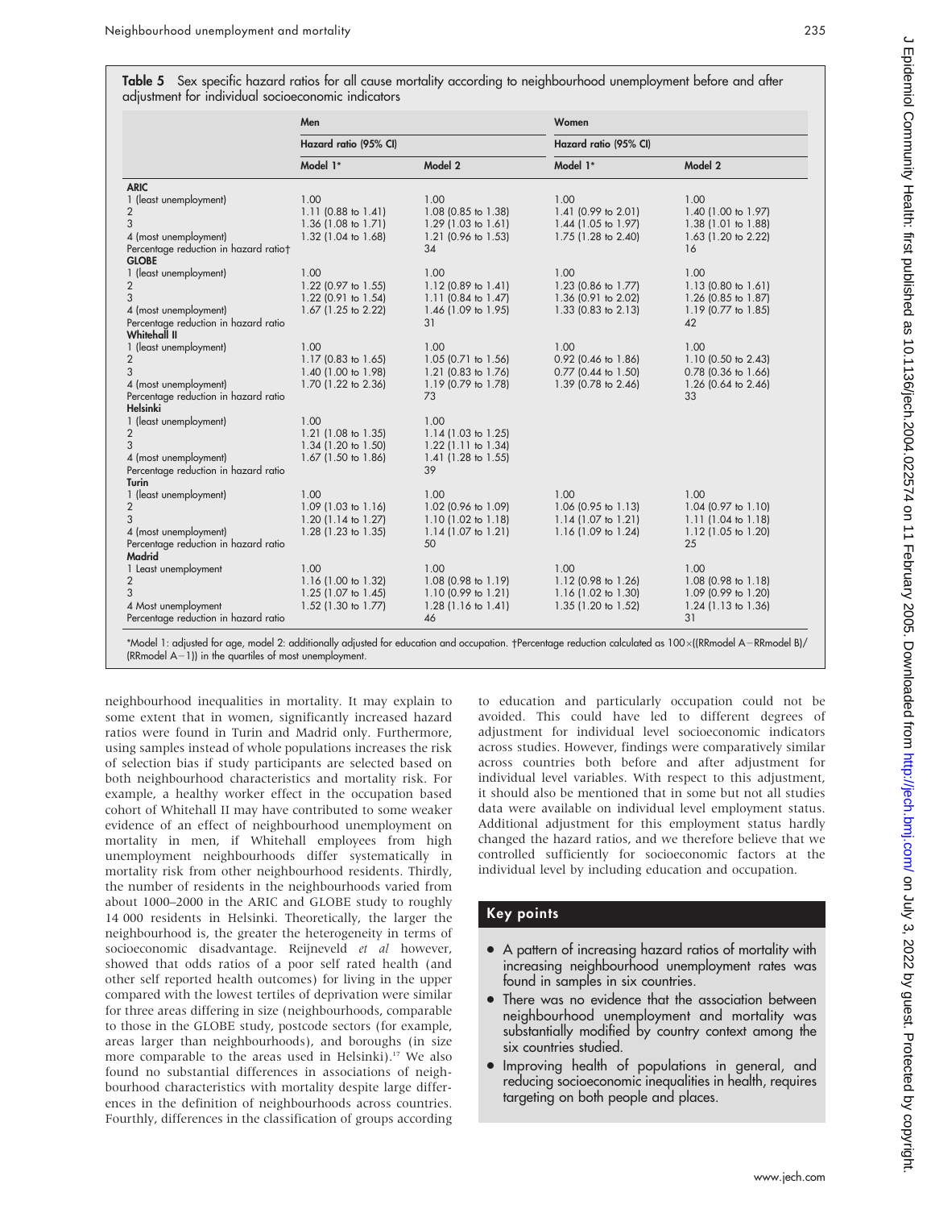**Table 5** Sex specific hazard ratios for all cause mortality according to neighbourhood unemployment before and after adjustment for individual socioeconomic indicators

| | Men | | Women | |
|---|---|---|---|---|
| | Hazard ratio (95% CI) | | Hazard ratio (95% CI) | |
| | Model 1* | Model 2 | Model 1* | Model 2 |
| **ARIC** | | | | |
| 1 (least unemployment) | 1.00 | 1.00 | 1.00 | 1.00 |
| 2 | 1.11 (0.88 to 1.41) | 1.08 (0.85 to 1.38) | 1.41 (0.99 to 2.01) | 1.40 (1.00 to 1.97) |
| 3 | 1.36 (1.08 to 1.71) | 1.29 (1.03 to 1.61) | 1.44 (1.05 to 1.97) | 1.38 (1.01 to 1.88) |
| 4 (most unemployment) | 1.32 (1.04 to 1.68) | 1.21 (0.96 to 1.53) | 1.75 (1.28 to 2.40) | 1.63 (1.20 to 2.22) |
| Percentage reduction in hazard ratio† | | 34 | | 16 |
| **GLOBE** | | | | |
| 1 (least unemployment) | 1.00 | 1.00 | 1.00 | 1.00 |
| 2 | 1.22 (0.97 to 1.55) | 1.12 (0.89 to 1.41) | 1.23 (0.86 to 1.77) | 1.13 (0.80 to 1.61) |
| 3 | 1.22 (0.91 to 1.54) | 1.11 (0.84 to 1.47) | 1.36 (0.91 to 2.02) | 1.26 (0.85 to 1.87) |
| 4 (most unemployment) | 1.67 (1.25 to 2.22) | 1.46 (1.09 to 1.95) | 1.33 (0.83 to 2.13) | 1.19 (0.77 to 1.85) |
| Percentage reduction in hazard ratio | | 31 | | 42 |
| **Whitehall II** | | | | |
| 1 (least unemployment) | 1.00 | 1.00 | 1.00 | 1.00 |
| 2 | 1.17 (0.83 to 1.65) | 1.05 (0.71 to 1.56) | 0.92 (0.46 to 1.86) | 1.10 (0.50 to 2.43) |
| 3 | 1.40 (1.00 to 1.98) | 1.21 (0.83 to 1.76) | 0.77 (0.44 to 1.50) | 0.78 (0.36 to 1.66) |
| 4 (most unemployment) | 1.70 (1.22 to 2.36) | 1.19 (0.79 to 1.78) | 1.39 (0.78 to 2.46) | 1.26 (0.64 to 2.46) |
| Percentage reduction in hazard ratio | | 73 | | 33 |
| **Helsinki** | | | | |
| 1 (least unemployment) | 1.00 | 1.00 | | |
| 2 | 1.21 (1.08 to 1.35) | 1.14 (1.03 to 1.25) | | |
| 3 | 1.34 (1.20 to 1.50) | 1.22 (1.11 to 1.34) | | |
| 4 (most unemployment) | 1.67 (1.50 to 1.86) | 1.41 (1.28 to 1.55) | | |
| Percentage reduction in hazard ratio | | 39 | | |
| **Turin** | | | | |
| 1 (least unemployment) | 1.00 | 1.00 | 1.00 | 1.00 |
| 2 | 1.09 (1.03 to 1.16) | 1.02 (0.96 to 1.09) | 1.06 (0.95 to 1.13) | 1.04 (0.97 to 1.10) |
| 3 | 1.20 (1.14 to 1.27) | 1.10 (1.02 to 1.18) | 1.14 (1.07 to 1.21) | 1.11 (1.04 to 1.18) |
| 4 (most unemployment) | 1.28 (1.23 to 1.35) | 1.14 (1.07 to 1.21) | 1.16 (1.09 to 1.24) | 1.12 (1.05 to 1.20) |
| Percentage reduction in hazard ratio | | 50 | | 25 |
| **Madrid** | | | | |
| 1 Least unemployment | 1.00 | 1.00 | 1.00 | 1.00 |
| 2 | 1.16 (1.00 to 1.32) | 1.08 (0.98 to 1.19) | 1.12 (0.98 to 1.26) | 1.08 (0.98 to 1.18) |
| 3 | 1.25 (1.07 to 1.45) | 1.10 (0.99 to 1.21) | 1.16 (1.02 to 1.30) | 1.09 (0.99 to 1.20) |
| 4 Most unemployment | 1.52 (1.30 to 1.77) | 1.28 (1.16 to 1.41) | 1.35 (1.20 to 1.52) | 1.24 (1.13 to 1.36) |
| Percentage reduction in hazard ratio | | 46 | | 31 |

*Model 1: adjusted for age, model 2: additionally adjusted for education and occupation. †Percentage reduction calculated as $100\times((\text{RRmodel A}-\text{RRmodel B})/(\text{RRmodel A}-1))$ in the quartiles of most unemployment.

neighbourhood inequalities in mortality. It may explain to some extent that in women, significantly increased hazard ratios were found in Turin and Madrid only. Furthermore, using samples instead of whole populations increases the risk of selection bias if study participants are selected based on both neighbourhood characteristics and mortality risk. For example, a healthy worker effect in the occupation based cohort of Whitehall II may have contributed to some weaker evidence of an effect of neighbourhood unemployment on mortality in men, if Whitehall employees from high unemployment neighbourhoods differ systematically in mortality risk from other neighbourhood residents. Thirdly, the number of residents in the neighbourhoods varied from about 1000–2000 in the ARIC and GLOBE study to roughly 14 000 residents in Helsinki. Theoretically, the larger the neighbourhood is, the greater the heterogeneity in terms of socioeconomic disadvantage. Reijneveld *et al* however, showed that odds ratios of a poor self rated health (and other self reported health outcomes) for living in the upper compared with the lowest tertiles of deprivation were similar for three areas differing in size (neighbourhoods, comparable to those in the GLOBE study, postcode sectors (for example, areas larger than neighbourhoods), and boroughs (in size more comparable to the areas used in Helsinki).[17] We also found no substantial differences in associations of neighbourhood characteristics with mortality despite large differences in the definition of neighbourhoods across countries. Fourthly, differences in the classification of groups according to education and particularly occupation could not be avoided. This could have led to different degrees of adjustment for individual level socioeconomic indicators across studies. However, findings were comparatively similar across countries both before and after adjustment for individual level variables. With respect to this adjustment, it should also be mentioned that in some but not all studies data were available on individual level employment status. Additional adjustment for this employment status hardly changed the hazard ratios, and we therefore believe that we controlled sufficiently for socioeconomic factors at the individual level by including education and occupation.

## Key points

- A pattern of increasing hazard ratios of mortality with increasing neighbourhood unemployment rates was found in samples in six countries.
- There was no evidence that the association between neighbourhood unemployment and mortality was substantially modified by country context among the six countries studied.
- Improving health of populations in general, and reducing socioeconomic inequalities in health, requires targeting on both people and places.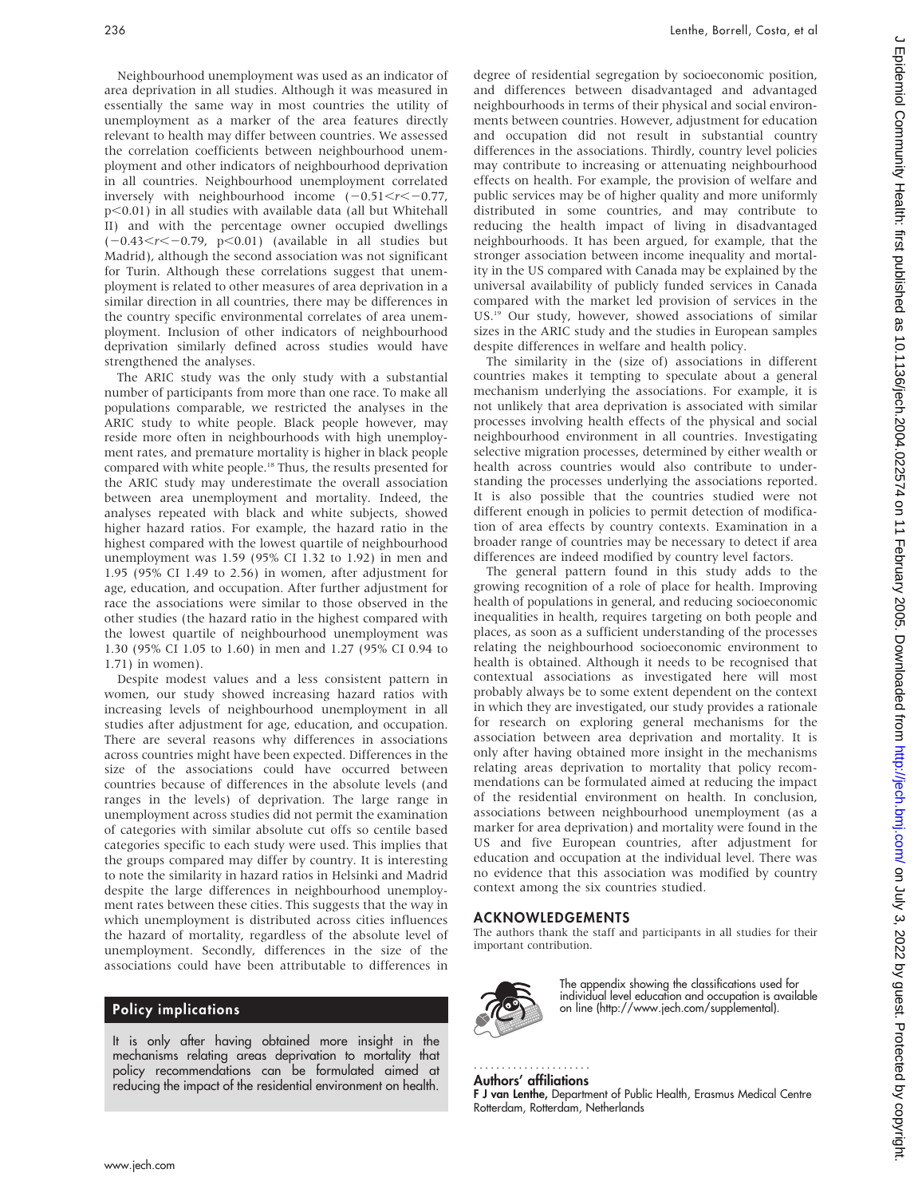Neighbourhood unemployment was used as an indicator of area deprivation in all studies. Although it was measured in essentially the same way in most countries the utility of unemployment as a marker of the area features directly relevant to health may differ between countries. We assessed the correlation coefficients between neighbourhood unemployment and other indicators of neighbourhood deprivation in all countries. Neighbourhood unemployment correlated inversely with neighbourhood income ($-0.51<r<-0.77$, $p<0.01$) in all studies with available data (all but Whitehall II) and with the percentage owner occupied dwellings ($-0.43<r<-0.79$, $p<0.01$) (available in all studies but Madrid), although the second association was not significant for Turin. Although these correlations suggest that unemployment is related to other measures of area deprivation in a similar direction in all countries, there may be differences in the country specific environmental correlates of area unemployment. Inclusion of other indicators of neighbourhood deprivation similarly defined across studies would have strengthened the analyses.

The ARIC study was the only study with a substantial number of participants from more than one race. To make all populations comparable, we restricted the analyses in the ARIC study to white people. Black people however, may reside more often in neighbourhoods with high unemployment rates, and premature mortality is higher in black people compared with white people.[18] Thus, the results presented for the ARIC study may underestimate the overall association between area unemployment and mortality. Indeed, the analyses repeated with black and white subjects, showed higher hazard ratios. For example, the hazard ratio in the highest compared with the lowest quartile of neighbourhood unemployment was 1.59 (95% CI 1.32 to 1.92) in men and 1.95 (95% CI 1.49 to 2.56) in women, after adjustment for age, education, and occupation. After further adjustment for race the associations were similar to those observed in the other studies (the hazard ratio in the highest compared with the lowest quartile of neighbourhood unemployment was 1.30 (95% CI 1.05 to 1.60) in men and 1.27 (95% CI 0.94 to 1.71) in women).

Despite modest values and a less consistent pattern in women, our study showed increasing hazard ratios with increasing levels of neighbourhood unemployment in all studies after adjustment for age, education, and occupation. There are several reasons why differences in associations across countries might have been expected. Differences in the size of the associations could have occurred between countries because of differences in the absolute levels (and ranges in the levels) of deprivation. The large range in unemployment across studies did not permit the examination of categories with similar absolute cut offs so centile based categories specific to each study were used. This implies that the groups compared may differ by country. It is interesting to note the similarity in hazard ratios in Helsinki and Madrid despite the large differences in neighbourhood unemployment rates between these cities. This suggests that the way in which unemployment is distributed across cities influences the hazard of mortality, regardless of the absolute level of unemployment. Secondly, differences in the size of the associations could have been attributable to differences in degree of residential segregation by socioeconomic position, and differences between disadvantaged and advantaged neighbourhoods in terms of their physical and social environments between countries. However, adjustment for education and occupation did not result in substantial country differences in the associations. Thirdly, country level policies may contribute to increasing or attenuating neighbourhood effects on health. For example, the provision of welfare and public services may be of higher quality and more uniformly distributed in some countries, and may contribute to reducing the health impact of living in disadvantaged neighbourhoods. It has been argued, for example, that the stronger association between income inequality and mortality in the US compared with Canada may be explained by the universal availability of publicly funded services in Canada compared with the market led provision of services in the US.[19] Our study, however, showed associations of similar sizes in the ARIC study and the studies in European samples despite differences in welfare and health policy.

The similarity in the (size of) associations in different countries makes it tempting to speculate about a general mechanism underlying the associations. For example, it is not unlikely that area deprivation is associated with similar processes involving health effects of the physical and social neighbourhood environment in all countries. Investigating selective migration processes, determined by either wealth or health across countries would also contribute to understanding the processes underlying the associations reported. It is also possible that the countries studied were not different enough in policies to permit detection of modification of area effects by country contexts. Examination in a broader range of countries may be necessary to detect if area differences are indeed modified by country level factors.

The general pattern found in this study adds to the growing recognition of a role of place for health. Improving health of populations in general, and reducing socioeconomic inequalities in health, requires targeting on both people and places, as soon as a sufficient understanding of the processes relating the neighbourhood socioeconomic environment to health is obtained. Although it needs to be recognised that contextual associations as investigated here will most probably always be to some extent dependent on the context in which they are investigated, our study provides a rationale for research on exploring general mechanisms for the association between area deprivation and mortality. It is only after having obtained more insight in the mechanisms relating areas deprivation to mortality that policy recommendations can be formulated aimed at reducing the impact of the residential environment on health. In conclusion, associations between neighbourhood unemployment (as a marker for area deprivation) and mortality were found in the US and five European countries, after adjustment for education and occupation at the individual level. There was no evidence that this association was modified by country context among the six countries studied.

## Policy implications

It is only after having obtained more insight in the mechanisms relating areas deprivation to mortality that policy recommendations can be formulated aimed at reducing the impact of the residential environment on health.

## ACKNOWLEDGEMENTS

The authors thank the staff and participants in all studies for their important contribution.

The appendix showing the classifications used for individual level education and occupation is available on line (http://www.jech.com/supplemental).

### Authors' affiliations

**F J van Lenthe,** Department of Public Health, Erasmus Medical Centre Rotterdam, Rotterdam, Netherlands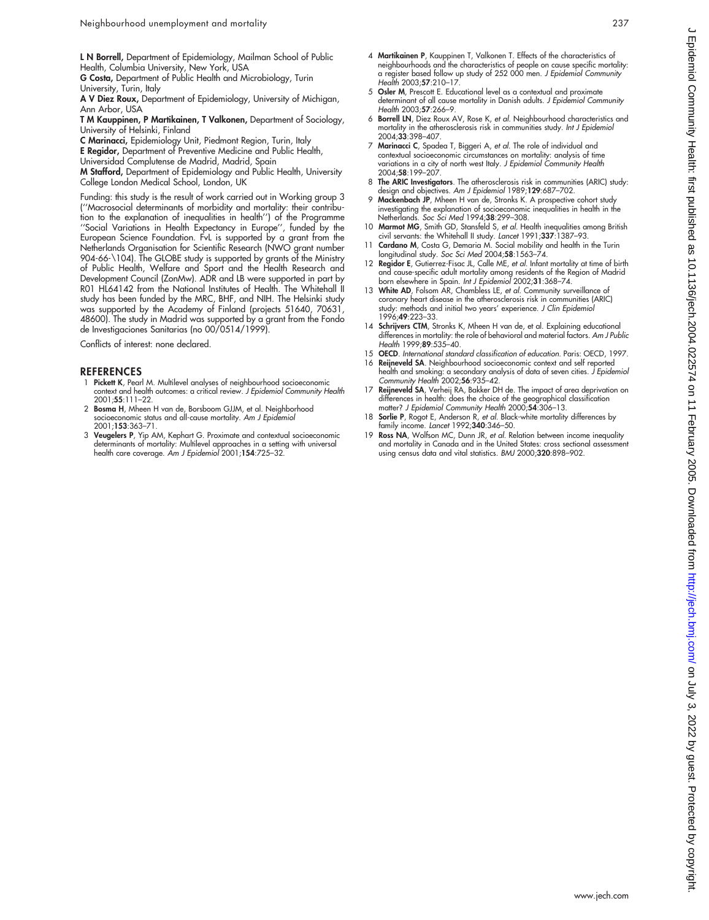**L N Borrell,** Department of Epidemiology, Mailman School of Public Health, Columbia University, New York, USA

**G Costa,** Department of Public Health and Microbiology, Turin University, Turin, Italy

**A V Diez Roux,** Department of Epidemiology, University of Michigan, Ann Arbor, USA

**T M Kauppinen, P Martikainen, T Valkonen,** Department of Sociology, University of Helsinki, Finland

**C Marinacci,** Epidemiology Unit, Piedmont Region, Turin, Italy

**E Regidor,** Department of Preventive Medicine and Public Health, Universidad Complutense de Madrid, Madrid, Spain

**M Stafford,** Department of Epidemiology and Public Health, University College London Medical School, London, UK

Funding: this study is the result of work carried out in Working group 3 (''Macrosocial determinants of morbidity and mortality: their contribution to the explanation of inequalities in health'') of the Programme ''Social Variations in Health Expectancy in Europe'', funded by the European Science Foundation. FvL is supported by a grant from the Netherlands Organisation for Scientific Research (NWO grant number 904-66-\104). The GLOBE study is supported by grants of the Ministry of Public Health, Welfare and Sport and the Health Research and Development Council (ZonMw). ADR and LB were supported in part by R01 HL64142 from the National Institutes of Health. The Whitehall II study has been funded by the MRC, BHF, and NIH. The Helsinki study was supported by the Academy of Finland (projects 51640, 70631, 48600). The study in Madrid was supported by a grant from the Fondo de Investigaciones Sanitarias (no 00/0514/1999).

Conflicts of interest: none declared.

## REFERENCES

1. **Pickett K**, Pearl M. Multilevel analyses of neighbourhood socioeconomic context and health outcomes: a critical review. *J Epidemiol Community Health* 2001;**55**:111–22.
2. **Bosma H**, Mheen H van de, Borsboom GJJM, et al. Neighborhood socioeconomic status and all-cause mortality. *Am J Epidemiol* 2001;**153**:363–71.
3. **Veugelers P**, Yip AM, Kephart G. Proximate and contextual socioeconomic determinants of mortality: Multilevel approaches in a setting with universal health care coverage. *Am J Epidemiol* 2001;**154**:725–32.
4. **Martikainen P**, Kauppinen T, Valkonen T. Effects of the characteristics of neighbourhoods and the characteristics of people on cause specific mortality: a register based follow up study of 252 000 men. *J Epidemiol Community Health* 2003;**57**:210–17.
5. **Osler M**, Prescott E. Educational level as a contextual and proximate determinant of all cause mortality in Danish adults. *J Epidemiol Community Health* 2003;**57**:266–9.
6. **Borrell LN**, Diez Roux AV, Rose K, *et al*. Neighbourhood characteristics and mortality in the atherosclerosis risk in communities study. *Int J Epidemiol* 2004;**33**:398–407.
7. **Marinacci C**, Spadea T, Biggeri A, *et al*. The role of individual and contextual socioeconomic circumstances on mortality: analysis of time variations in a city of north west Italy. *J Epidemiol Community Health* 2004;**58**:199–207.
8. **The ARIC Investigators**. The atherosclerosis risk in communities (ARIC) study: design and objectives. *Am J Epidemiol* 1989;**129**:687–702.
9. **Mackenbach JP**, Mheen H van de, Stronks K. A prospective cohort study investigating the explanation of socioeconomic inequalities in health in the Netherlands. *Soc Sci Med* 1994;**38**:299–308.
10. **Marmot MG**, Smith GD, Stansfeld S, *et al*. Health inequalities among British civil servants: the Whitehall II study. *Lancet* 1991;**337**:1387–93.
11. **Cardano M**, Costa G, Demaria M. Social mobility and health in the Turin longitudinal study. *Soc Sci Med* 2004;**58**:1563–74.
12. **Regidor E**, Gutierrez-Fisac JL, Calle ME, *et al*. Infant mortality at time of birth and cause-specific adult mortality among residents of the Region of Madrid born elsewhere in Spain. *Int J Epidemiol* 2002;**31**:368–74.
13. **White AD**, Folsom AR, Chambless LE, *et al*. Community surveillance of coronary heart disease in the atherosclerosis risk in communities (ARIC) study: methods and initial two years' experience. *J Clin Epidemiol* 1996;**49**:223–33.
14. **Schrijvers CTM**, Stronks K, Mheen H van de, et al. Explaining educational differences in mortality: the role of behavioral and material factors. *Am J Public Health* 1999;**89**:535–40.
15. **OECD**. *International standard classification of education*. Paris: OECD, 1997.
16. **Reijneveld SA**. Neighbourhood socioeconomic context and self reported health and smoking: a secondary analysis of data of seven cities. *J Epidemiol Community Health* 2002;**56**:935–42.
17. **Reijneveld SA**, Verheij RA, Bakker DH de. The impact of area deprivation on differences in health: does the choice of the geographical classification matter? *J Epidemiol Community Health* 2000;**54**:306–13.
18. **Sorlie P**, Rogot E, Anderson R, *et al*. Black-white mortality differences by family income. *Lancet* 1992;**340**:346–50.
19. **Ross NA**, Wolfson MC, Dunn JR, *et al*. Relation between income inequality and mortality in Canada and in the United States: cross sectional assessment using census data and vital statistics. *BMJ* 2000;**320**:898–902.